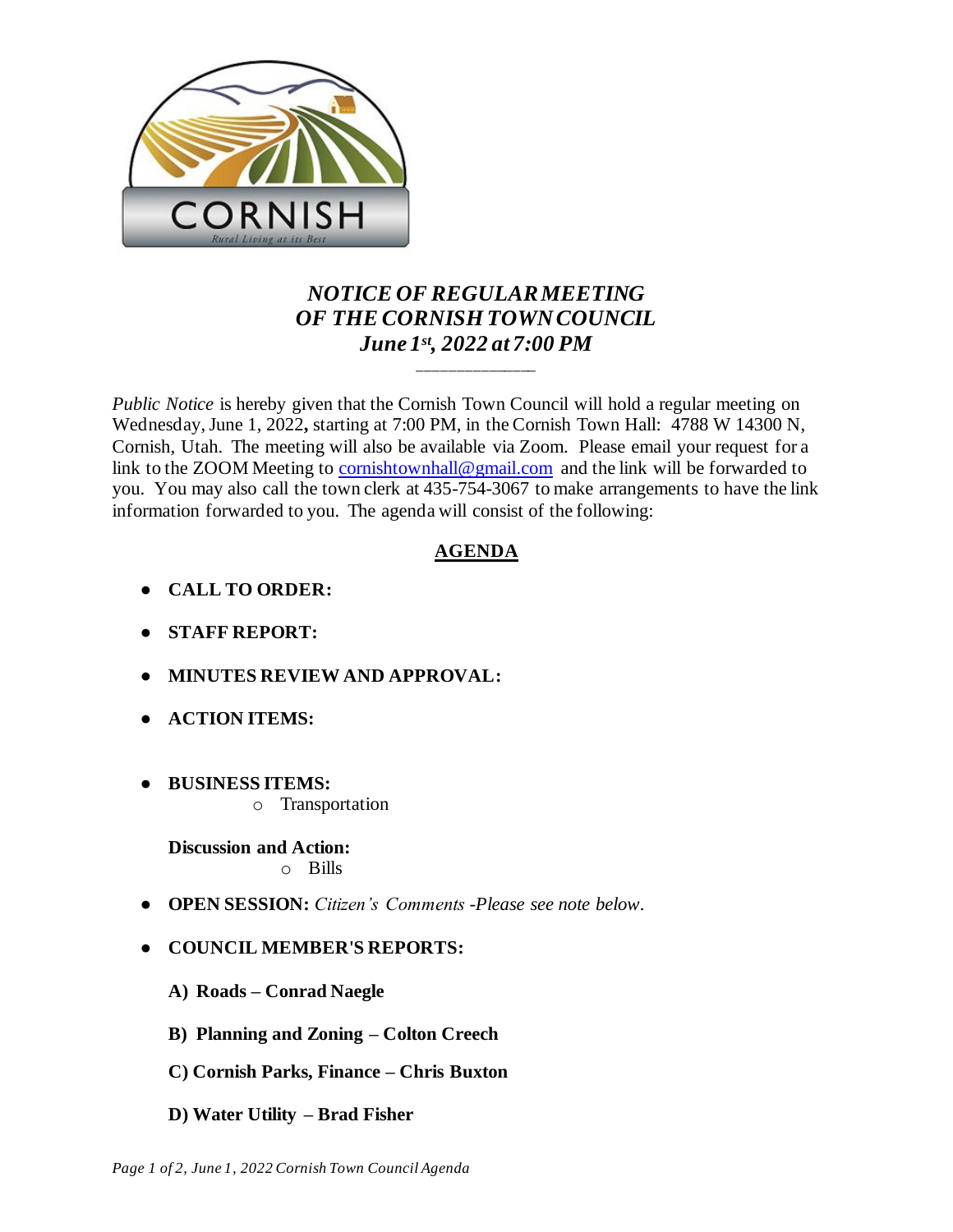CORNISH

*Rural Living at its Best*

# *NOTICE OF REGULAR MEETING OF THE CORNISH TOWN COUNCIL June 1st, 2022 at 7:00 PM*

---

*Public Notice* is hereby given that the Cornish Town Council will hold a regular meeting on Wednesday, June 1, 2022**,** starting at 7:00 PM, in the Cornish Town Hall: 4788 W 14300 N, Cornish, Utah. The meeting will also be available via Zoom. Please email your request for a link to the ZOOM Meeting to cornishtownhall@gmail.com and the link will be forwarded to you. You may also call the town clerk at 435-754-3067 to make arrangements to have the link information forwarded to you. The agenda will consist of the following:

## AGENDA

- **CALL TO ORDER:**
- **STAFF REPORT:**
- **MINUTES REVIEW AND APPROVAL:**
- **ACTION ITEMS:**
- **BUSINESS ITEMS:**
    - Transportation

  **Discussion and Action:**
    - Bills
- **OPEN SESSION:** *Citizen's Comments -Please see note below.*
- **COUNCIL MEMBER'S REPORTS:**

  **A) Roads – Conrad Naegle**

  **B) Planning and Zoning – Colton Creech**

  **C) Cornish Parks, Finance – Chris Buxton**

  **D) Water Utility – Brad Fisher**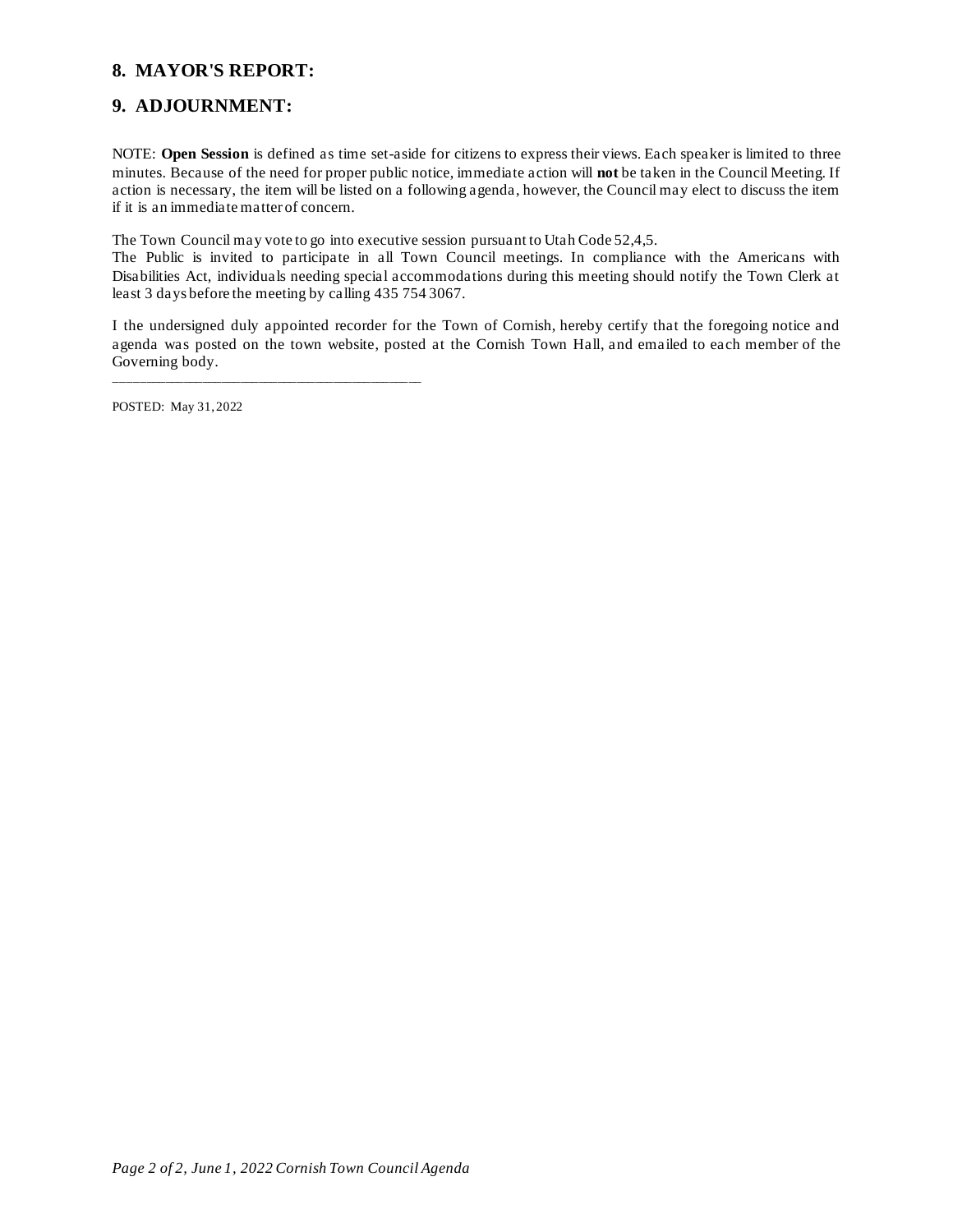## 8. MAYOR'S REPORT:

## 9. ADJOURNMENT:

NOTE: **Open Session** is defined as time set-aside for citizens to express their views. Each speaker is limited to three minutes. Because of the need for proper public notice, immediate action will **not** be taken in the Council Meeting. If action is necessary, the item will be listed on a following agenda, however, the Council may elect to discuss the item if it is an immediate matter of concern.

The Town Council may vote to go into executive session pursuant to Utah Code 52,4,5.
The Public is invited to participate in all Town Council meetings. In compliance with the Americans with Disabilities Act, individuals needing special accommodations during this meeting should notify the Town Clerk at least 3 days before the meeting by calling 435 754 3067.

I the undersigned duly appointed recorder for the Town of Cornish, hereby certify that the foregoing notice and agenda was posted on the town website, posted at the Cornish Town Hall, and emailed to each member of the Governing body.

___________________________________________

POSTED: May 31, 2022